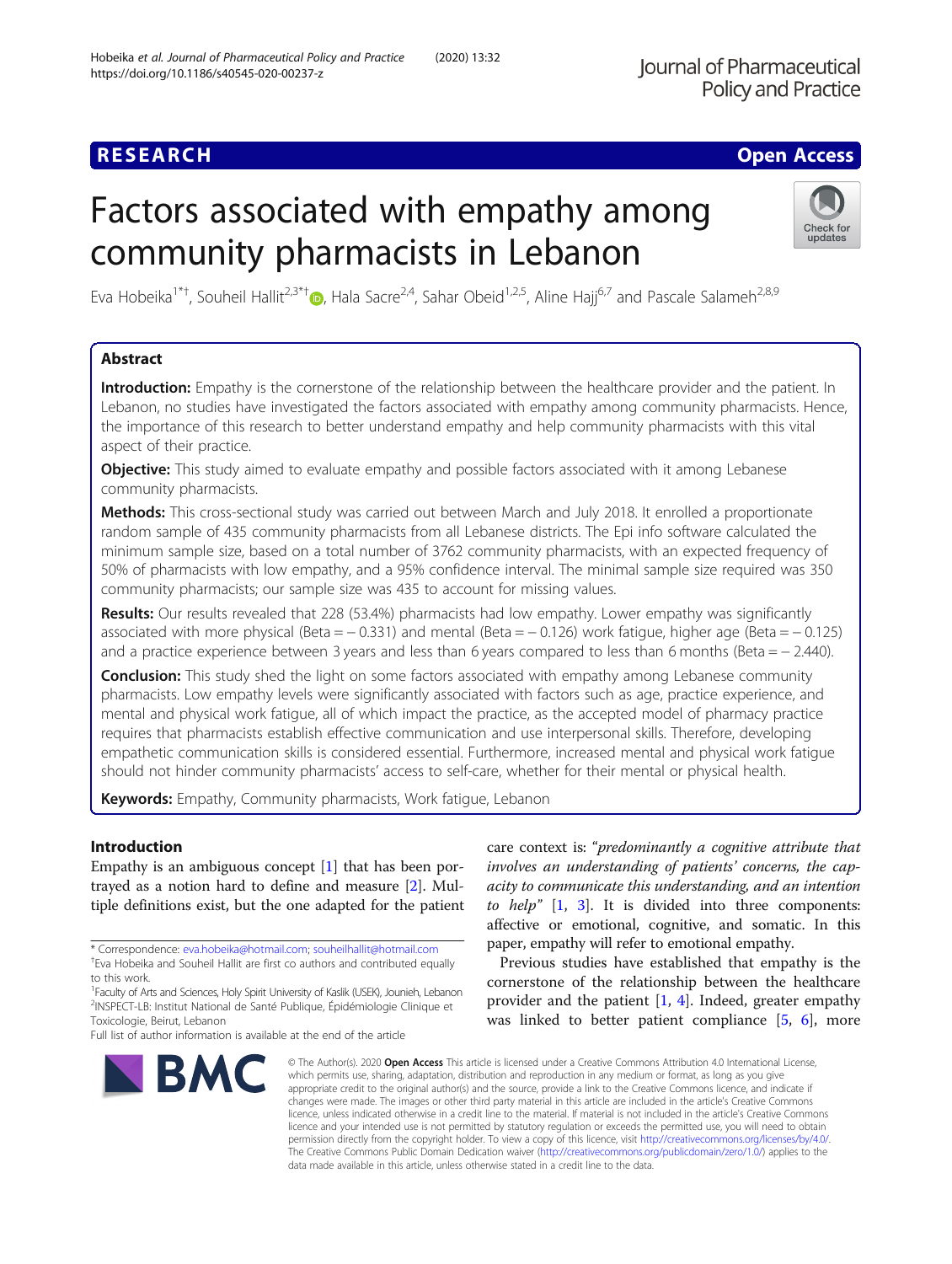RESEARCH

Open Access

# Factors associated with empathy among community pharmacists in Lebanon

Eva Hobeika[1*†], Souheil Hallit[2,3*†], Hala Sacre[2,4], Sahar Obeid[1,2,5], Aline Hajj[6,7] and Pascale Salameh[2,8,9]

## Abstract

**Introduction:** Empathy is the cornerstone of the relationship between the healthcare provider and the patient. In Lebanon, no studies have investigated the factors associated with empathy among community pharmacists. Hence, the importance of this research to better understand empathy and help community pharmacists with this vital aspect of their practice.

**Objective:** This study aimed to evaluate empathy and possible factors associated with it among Lebanese community pharmacists.

**Methods:** This cross-sectional study was carried out between March and July 2018. It enrolled a proportionate random sample of 435 community pharmacists from all Lebanese districts. The Epi info software calculated the minimum sample size, based on a total number of 3762 community pharmacists, with an expected frequency of 50% of pharmacists with low empathy, and a 95% confidence interval. The minimal sample size required was 350 community pharmacists; our sample size was 435 to account for missing values.

**Results:** Our results revealed that 228 (53.4%) pharmacists had low empathy. Lower empathy was significantly associated with more physical (Beta = − 0.331) and mental (Beta = − 0.126) work fatigue, higher age (Beta = − 0.125) and a practice experience between 3 years and less than 6 years compared to less than 6 months (Beta = − 2.440).

**Conclusion:** This study shed the light on some factors associated with empathy among Lebanese community pharmacists. Low empathy levels were significantly associated with factors such as age, practice experience, and mental and physical work fatigue, all of which impact the practice, as the accepted model of pharmacy practice requires that pharmacists establish effective communication and use interpersonal skills. Therefore, developing empathetic communication skills is considered essential. Furthermore, increased mental and physical work fatigue should not hinder community pharmacists' access to self-care, whether for their mental or physical health.

**Keywords:** Empathy, Community pharmacists, Work fatigue, Lebanon

## Introduction

Empathy is an ambiguous concept [1] that has been portrayed as a notion hard to define and measure [2]. Multiple definitions exist, but the one adapted for the patient care context is: *"predominantly a cognitive attribute that involves an understanding of patients' concerns, the capacity to communicate this understanding, and an intention to help"* [1, 3]. It is divided into three components: affective or emotional, cognitive, and somatic. In this paper, empathy will refer to emotional empathy.

Previous studies have established that empathy is the cornerstone of the relationship between the healthcare provider and the patient [1, 4]. Indeed, greater empathy was linked to better patient compliance [5, 6], more

\* Correspondence: eva.hobeika@hotmail.com; souheilhallit@hotmail.com
†Eva Hobeika and Souheil Hallit are first co authors and contributed equally to this work.
[1]Faculty of Arts and Sciences, Holy Spirit University of Kaslik (USEK), Jounieh, Lebanon
[2]INSPECT-LB: Institut National de Santé Publique, Épidémiologie Clinique et Toxicologie, Beirut, Lebanon
Full list of author information is available at the end of the article

© The Author(s). 2020 **Open Access** This article is licensed under a Creative Commons Attribution 4.0 International License, which permits use, sharing, adaptation, distribution and reproduction in any medium or format, as long as you give appropriate credit to the original author(s) and the source, provide a link to the Creative Commons licence, and indicate if changes were made. The images or other third party material in this article are included in the article's Creative Commons licence, unless indicated otherwise in a credit line to the material. If material is not included in the article's Creative Commons licence and your intended use is not permitted by statutory regulation or exceeds the permitted use, you will need to obtain permission directly from the copyright holder. To view a copy of this licence, visit http://creativecommons.org/licenses/by/4.0/. The Creative Commons Public Domain Dedication waiver (http://creativecommons.org/publicdomain/zero/1.0/) applies to the data made available in this article, unless otherwise stated in a credit line to the data.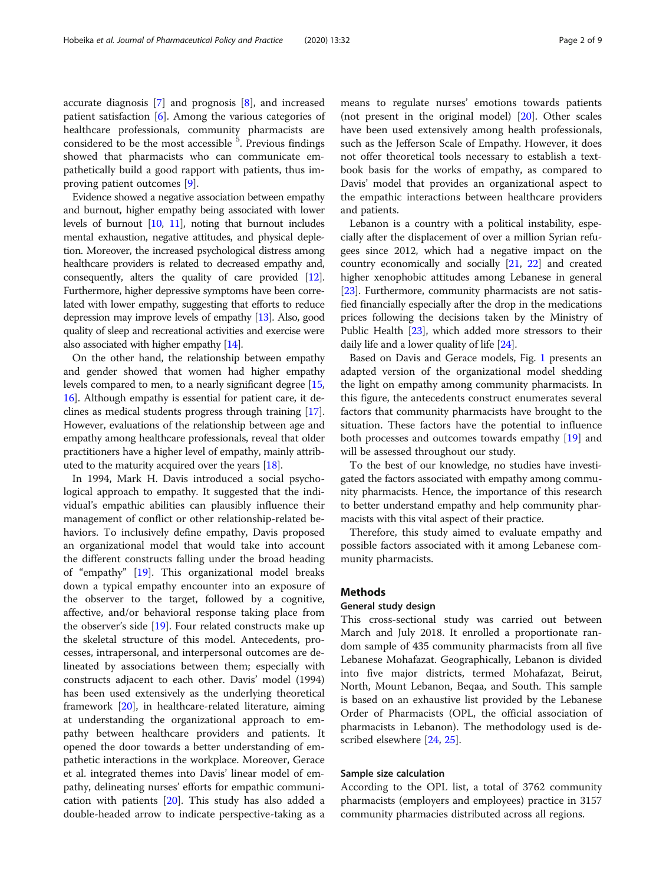accurate diagnosis [7] and prognosis [8], and increased patient satisfaction [6]. Among the various categories of healthcare professionals, community pharmacists are considered to be the most accessible [5]. Previous findings showed that pharmacists who can communicate empathetically build a good rapport with patients, thus improving patient outcomes [9].

Evidence showed a negative association between empathy and burnout, higher empathy being associated with lower levels of burnout [10, 11], noting that burnout includes mental exhaustion, negative attitudes, and physical depletion. Moreover, the increased psychological distress among healthcare providers is related to decreased empathy and, consequently, alters the quality of care provided [12]. Furthermore, higher depressive symptoms have been correlated with lower empathy, suggesting that efforts to reduce depression may improve levels of empathy [13]. Also, good quality of sleep and recreational activities and exercise were also associated with higher empathy [14].

On the other hand, the relationship between empathy and gender showed that women had higher empathy levels compared to men, to a nearly significant degree [15, 16]. Although empathy is essential for patient care, it declines as medical students progress through training [17]. However, evaluations of the relationship between age and empathy among healthcare professionals, reveal that older practitioners have a higher level of empathy, mainly attributed to the maturity acquired over the years [18].

In 1994, Mark H. Davis introduced a social psychological approach to empathy. It suggested that the individual's empathic abilities can plausibly influence their management of conflict or other relationship-related behaviors. To inclusively define empathy, Davis proposed an organizational model that would take into account the different constructs falling under the broad heading of "empathy" [19]. This organizational model breaks down a typical empathy encounter into an exposure of the observer to the target, followed by a cognitive, affective, and/or behavioral response taking place from the observer's side [19]. Four related constructs make up the skeletal structure of this model. Antecedents, processes, intrapersonal, and interpersonal outcomes are delineated by associations between them; especially with constructs adjacent to each other. Davis' model (1994) has been used extensively as the underlying theoretical framework [20], in healthcare-related literature, aiming at understanding the organizational approach to empathy between healthcare providers and patients. It opened the door towards a better understanding of empathetic interactions in the workplace. Moreover, Gerace et al. integrated themes into Davis' linear model of empathy, delineating nurses' efforts for empathic communication with patients [20]. This study has also added a double-headed arrow to indicate perspective-taking as a means to regulate nurses' emotions towards patients (not present in the original model) [20]. Other scales have been used extensively among health professionals, such as the Jefferson Scale of Empathy. However, it does not offer theoretical tools necessary to establish a textbook basis for the works of empathy, as compared to Davis' model that provides an organizational aspect to the empathic interactions between healthcare providers and patients.

Lebanon is a country with a political instability, especially after the displacement of over a million Syrian refugees since 2012, which had a negative impact on the country economically and socially [21, 22] and created higher xenophobic attitudes among Lebanese in general [23]. Furthermore, community pharmacists are not satisfied financially especially after the drop in the medications prices following the decisions taken by the Ministry of Public Health [23], which added more stressors to their daily life and a lower quality of life [24].

Based on Davis and Gerace models, Fig. 1 presents an adapted version of the organizational model shedding the light on empathy among community pharmacists. In this figure, the antecedents construct enumerates several factors that community pharmacists have brought to the situation. These factors have the potential to influence both processes and outcomes towards empathy [19] and will be assessed throughout our study.

To the best of our knowledge, no studies have investigated the factors associated with empathy among community pharmacists. Hence, the importance of this research to better understand empathy and help community pharmacists with this vital aspect of their practice.

Therefore, this study aimed to evaluate empathy and possible factors associated with it among Lebanese community pharmacists.

## Methods

### General study design

This cross-sectional study was carried out between March and July 2018. It enrolled a proportionate random sample of 435 community pharmacists from all five Lebanese Mohafazat. Geographically, Lebanon is divided into five major districts, termed Mohafazat, Beirut, North, Mount Lebanon, Beqaa, and South. This sample is based on an exhaustive list provided by the Lebanese Order of Pharmacists (OPL, the official association of pharmacists in Lebanon). The methodology used is described elsewhere [24, 25].

### Sample size calculation

According to the OPL list, a total of 3762 community pharmacists (employers and employees) practice in 3157 community pharmacies distributed across all regions.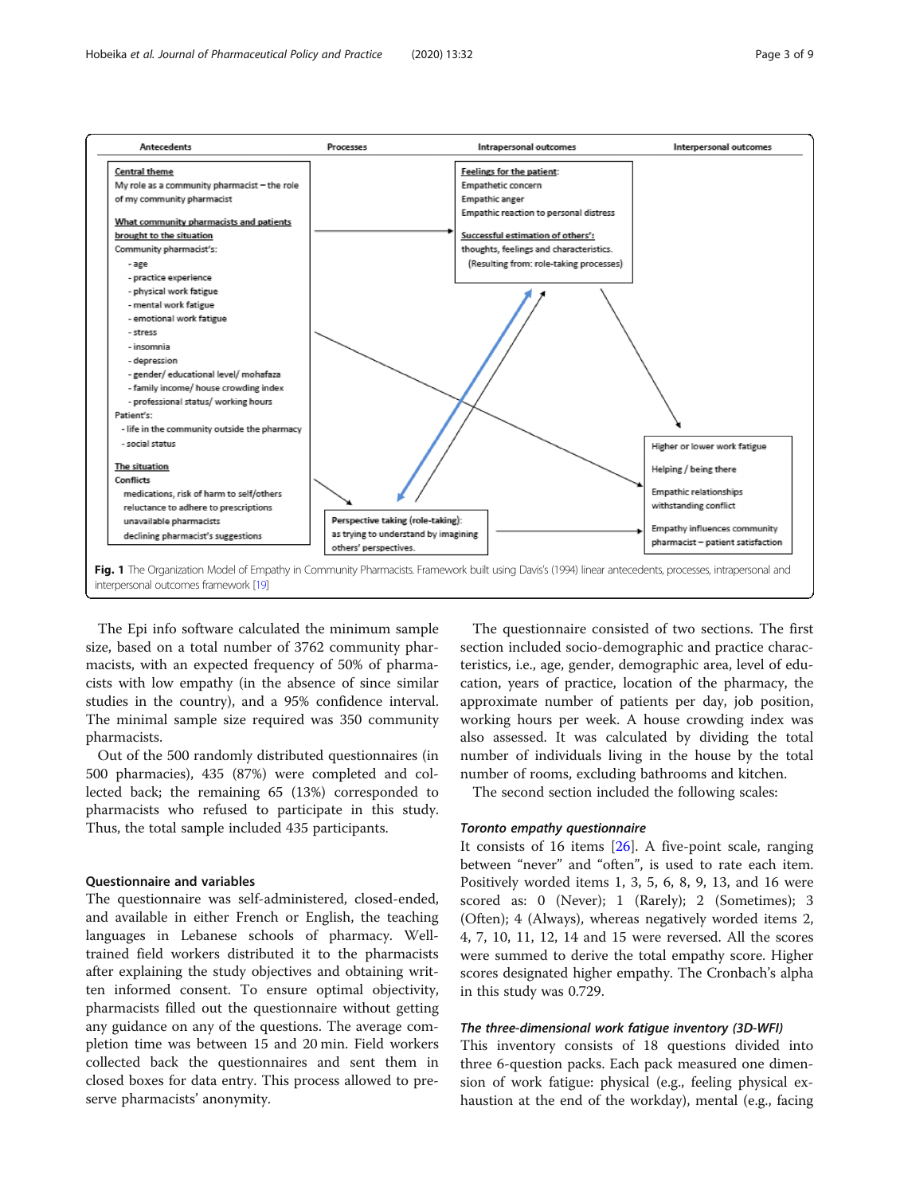| Antecedents | Processes | Intrapersonal outcomes | Interpersonal outcomes |
| --- | --- | --- | --- |
| **Central theme**<br>My role as a community pharmacist – the role of my community pharmacist<br><br>**What community pharmacists and patients brought to the situation**<br>Community pharmacist's:<br>- age<br>- practice experience<br>- physical work fatigue<br>- mental work fatigue<br>- emotional work fatigue<br>- stress<br>- insomnia<br>- depression<br>- gender/ educational level/ mohafaza<br>- family income/ house crowding index<br>- professional status/ working hours<br>Patient's:<br>- life in the community outside the pharmacy<br>- social status<br><br>**The situation**<br>Conflicts<br>medications, risk of harm to self/others<br>reluctance to adhere to prescriptions<br>unavailable pharmacists<br>declining pharmacist's suggestions | Perspective taking (role-taking):<br>as trying to understand by imagining others' perspectives. | **Feelings for the patient:**<br>Empathetic concern<br>Empathic anger<br>Empathic reaction to personal distress<br><br>**Successful estimation of others':**<br>thoughts, feelings and characteristics.<br>(Resulting from: role-taking processes) | Higher or lower work fatigue<br><br>Helping / being there<br><br>Empathic relationships withstanding conflict<br><br>Empathy influences community pharmacist – patient satisfaction |

**Fig. 1** The Organization Model of Empathy in Community Pharmacists. Framework built using Davis's (1994) linear antecedents, processes, intrapersonal and interpersonal outcomes framework [19]

The Epi info software calculated the minimum sample size, based on a total number of 3762 community pharmacists, with an expected frequency of 50% of pharmacists with low empathy (in the absence of since similar studies in the country), and a 95% confidence interval. The minimal sample size required was 350 community pharmacists.

Out of the 500 randomly distributed questionnaires (in 500 pharmacies), 435 (87%) were completed and collected back; the remaining 65 (13%) corresponded to pharmacists who refused to participate in this study. Thus, the total sample included 435 participants.

### Questionnaire and variables

The questionnaire was self-administered, closed-ended, and available in either French or English, the teaching languages in Lebanese schools of pharmacy. Well-trained field workers distributed it to the pharmacists after explaining the study objectives and obtaining written informed consent. To ensure optimal objectivity, pharmacists filled out the questionnaire without getting any guidance on any of the questions. The average completion time was between 15 and 20 min. Field workers collected back the questionnaires and sent them in closed boxes for data entry. This process allowed to preserve pharmacists' anonymity.

The questionnaire consisted of two sections. The first section included socio-demographic and practice characteristics, i.e., age, gender, demographic area, level of education, years of practice, location of the pharmacy, the approximate number of patients per day, job position, working hours per week. A house crowding index was also assessed. It was calculated by dividing the total number of individuals living in the house by the total number of rooms, excluding bathrooms and kitchen.

The second section included the following scales:

#### *Toronto empathy questionnaire*

It consists of 16 items [26]. A five-point scale, ranging between "never" and "often", is used to rate each item. Positively worded items 1, 3, 5, 6, 8, 9, 13, and 16 were scored as: 0 (Never); 1 (Rarely); 2 (Sometimes); 3 (Often); 4 (Always), whereas negatively worded items 2, 4, 7, 10, 11, 12, 14 and 15 were reversed. All the scores were summed to derive the total empathy score. Higher scores designated higher empathy. The Cronbach's alpha in this study was 0.729.

#### *The three-dimensional work fatigue inventory (3D-WFI)*

This inventory consists of 18 questions divided into three 6-question packs. Each pack measured one dimension of work fatigue: physical (e.g., feeling physical exhaustion at the end of the workday), mental (e.g., facing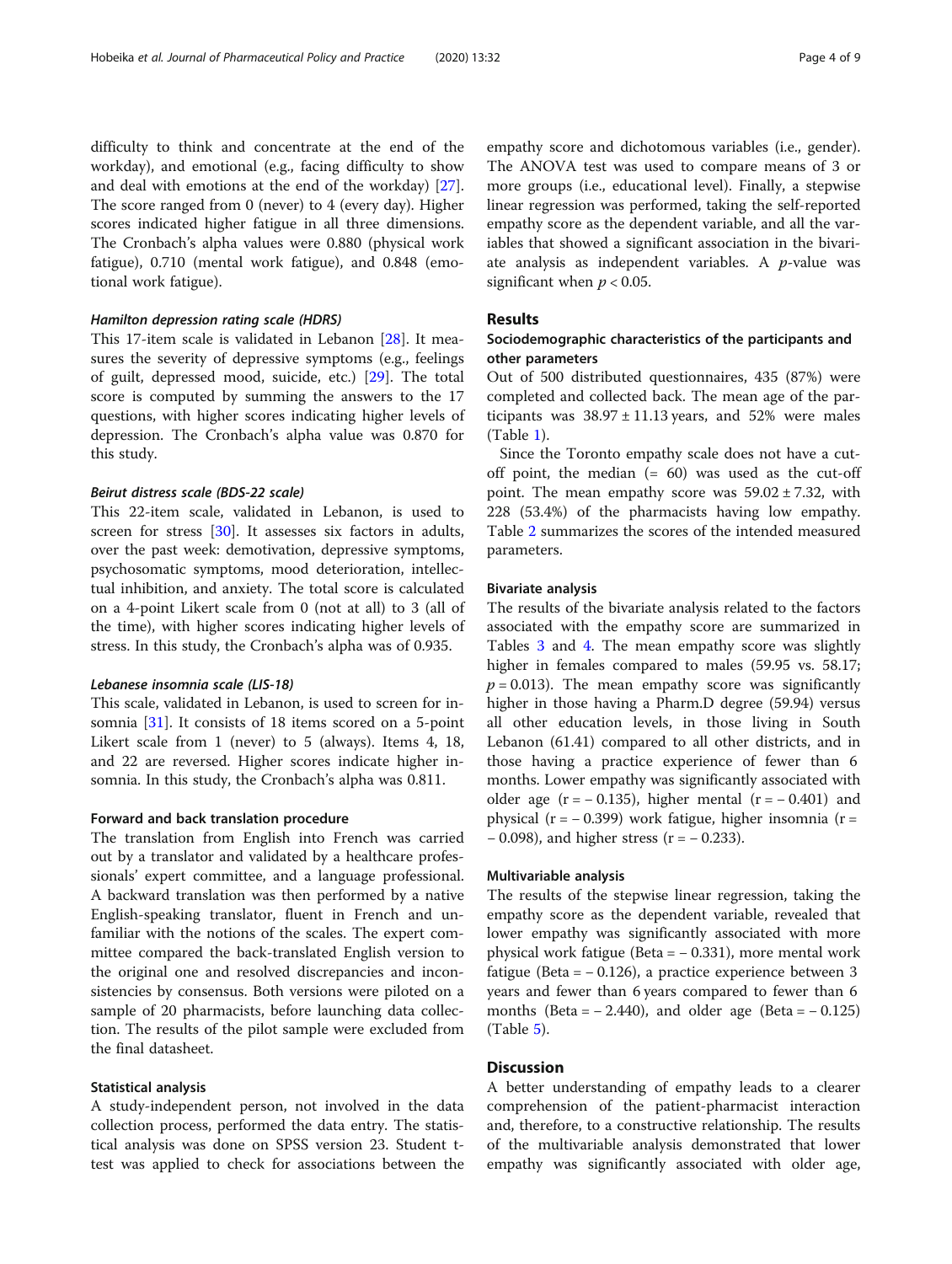difficulty to think and concentrate at the end of the workday), and emotional (e.g., facing difficulty to show and deal with emotions at the end of the workday) [27]. The score ranged from 0 (never) to 4 (every day). Higher scores indicated higher fatigue in all three dimensions. The Cronbach's alpha values were 0.880 (physical work fatigue), 0.710 (mental work fatigue), and 0.848 (emotional work fatigue).

#### *Hamilton depression rating scale (HDRS)*

This 17-item scale is validated in Lebanon [28]. It measures the severity of depressive symptoms (e.g., feelings of guilt, depressed mood, suicide, etc.) [29]. The total score is computed by summing the answers to the 17 questions, with higher scores indicating higher levels of depression. The Cronbach's alpha value was 0.870 for this study.

#### *Beirut distress scale (BDS-22 scale)*

This 22-item scale, validated in Lebanon, is used to screen for stress [30]. It assesses six factors in adults, over the past week: demotivation, depressive symptoms, psychosomatic symptoms, mood deterioration, intellectual inhibition, and anxiety. The total score is calculated on a 4-point Likert scale from 0 (not at all) to 3 (all of the time), with higher scores indicating higher levels of stress. In this study, the Cronbach's alpha was of 0.935.

#### *Lebanese insomnia scale (LIS-18)*

This scale, validated in Lebanon, is used to screen for insomnia [31]. It consists of 18 items scored on a 5-point Likert scale from 1 (never) to 5 (always). Items 4, 18, and 22 are reversed. Higher scores indicate higher insomnia. In this study, the Cronbach's alpha was 0.811.

### Forward and back translation procedure

The translation from English into French was carried out by a translator and validated by a healthcare professionals' expert committee, and a language professional. A backward translation was then performed by a native English-speaking translator, fluent in French and unfamiliar with the notions of the scales. The expert committee compared the back-translated English version to the original one and resolved discrepancies and inconsistencies by consensus. Both versions were piloted on a sample of 20 pharmacists, before launching data collection. The results of the pilot sample were excluded from the final datasheet.

### Statistical analysis

A study-independent person, not involved in the data collection process, performed the data entry. The statistical analysis was done on SPSS version 23. Student t-test was applied to check for associations between the empathy score and dichotomous variables (i.e., gender). The ANOVA test was used to compare means of 3 or more groups (i.e., educational level). Finally, a stepwise linear regression was performed, taking the self-reported empathy score as the dependent variable, and all the variables that showed a significant association in the bivariate analysis as independent variables. A $p$-value was significant when $p < 0.05$.

## Results

### Sociodemographic characteristics of the participants and other parameters

Out of 500 distributed questionnaires, 435 (87%) were completed and collected back. The mean age of the participants was $38.97 \pm 11.13$ years, and 52% were males (Table 1).

Since the Toronto empathy scale does not have a cut-off point, the median (= 60) was used as the cut-off point. The mean empathy score was $59.02 \pm 7.32$, with 228 (53.4%) of the pharmacists having low empathy. Table 2 summarizes the scores of the intended measured parameters.

### Bivariate analysis

The results of the bivariate analysis related to the factors associated with the empathy score are summarized in Tables 3 and 4. The mean empathy score was slightly higher in females compared to males (59.95 vs. 58.17; $p = 0.013$). The mean empathy score was significantly higher in those having a Pharm.D degree (59.94) versus all other education levels, in those living in South Lebanon (61.41) compared to all other districts, and in those having a practice experience of fewer than 6 months. Lower empathy was significantly associated with older age ($r = -0.135$), higher mental ($r = -0.401$) and physical ($r = -0.399$) work fatigue, higher insomnia ($r = -0.098$), and higher stress ($r = -0.233$).

### Multivariable analysis

The results of the stepwise linear regression, taking the empathy score as the dependent variable, revealed that lower empathy was significantly associated with more physical work fatigue (Beta = − 0.331), more mental work fatigue (Beta = − 0.126), a practice experience between 3 years and fewer than 6 years compared to fewer than 6 months (Beta = − 2.440), and older age (Beta = − 0.125) (Table 5).

## Discussion

A better understanding of empathy leads to a clearer comprehension of the patient-pharmacist interaction and, therefore, to a constructive relationship. The results of the multivariable analysis demonstrated that lower empathy was significantly associated with older age,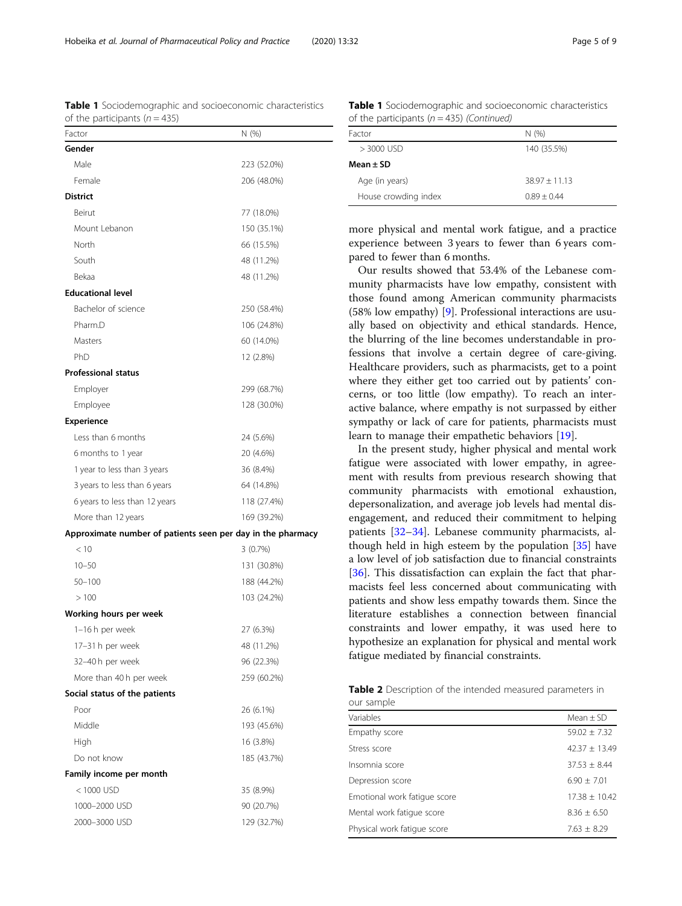**Table 1** Sociodemographic and socioeconomic characteristics of the participants ($n = 435$)

| Factor | N (%) |
|---|---|
| **Gender** | |
| Male | 223 (52.0%) |
| Female | 206 (48.0%) |
| **District** | |
| Beirut | 77 (18.0%) |
| Mount Lebanon | 150 (35.1%) |
| North | 66 (15.5%) |
| South | 48 (11.2%) |
| Bekaa | 48 (11.2%) |
| **Educational level** | |
| Bachelor of science | 250 (58.4%) |
| Pharm.D | 106 (24.8%) |
| Masters | 60 (14.0%) |
| PhD | 12 (2.8%) |
| **Professional status** | |
| Employer | 299 (68.7%) |
| Employee | 128 (30.0%) |
| **Experience** | |
| Less than 6 months | 24 (5.6%) |
| 6 months to 1 year | 20 (4.6%) |
| 1 year to less than 3 years | 36 (8.4%) |
| 3 years to less than 6 years | 64 (14.8%) |
| 6 years to less than 12 years | 118 (27.4%) |
| More than 12 years | 169 (39.2%) |
| **Approximate number of patients seen per day in the pharmacy** | |
| < 10 | 3 (0.7%) |
| 10–50 | 131 (30.8%) |
| 50–100 | 188 (44.2%) |
| > 100 | 103 (24.2%) |
| **Working hours per week** | |
| 1–16 h per week | 27 (6.3%) |
| 17–31 h per week | 48 (11.2%) |
| 32–40 h per week | 96 (22.3%) |
| More than 40 h per week | 259 (60.2%) |
| **Social status of the patients** | |
| Poor | 26 (6.1%) |
| Middle | 193 (45.6%) |
| High | 16 (3.8%) |
| Do not know | 185 (43.7%) |
| **Family income per month** | |
| < 1000 USD | 35 (8.9%) |
| 1000–2000 USD | 90 (20.7%) |
| 2000–3000 USD | 129 (32.7%) |
| > 3000 USD | 140 (35.5%) |
| **Mean ± SD** | |
| Age (in years) | 38.97 ± 11.13 |
| House crowding index | 0.89 ± 0.44 |

more physical and mental work fatigue, and a practice experience between 3 years to fewer than 6 years compared to fewer than 6 months.

Our results showed that 53.4% of the Lebanese community pharmacists have low empathy, consistent with those found among American community pharmacists (58% low empathy) [9]. Professional interactions are usually based on objectivity and ethical standards. Hence, the blurring of the line becomes understandable in professions that involve a certain degree of care-giving. Healthcare providers, such as pharmacists, get to a point where they either get too carried out by patients' concerns, or too little (low empathy). To reach an interactive balance, where empathy is not surpassed by either sympathy or lack of care for patients, pharmacists must learn to manage their empathetic behaviors [19].

In the present study, higher physical and mental work fatigue were associated with lower empathy, in agreement with results from previous research showing that community pharmacists with emotional exhaustion, depersonalization, and average job levels had mental disengagement, and reduced their commitment to helping patients [32–34]. Lebanese community pharmacists, although held in high esteem by the population [35] have a low level of job satisfaction due to financial constraints [36]. This dissatisfaction can explain the fact that pharmacists feel less concerned about communicating with patients and show less empathy towards them. Since the literature establishes a connection between financial constraints and lower empathy, it was used here to hypothesize an explanation for physical and mental work fatigue mediated by financial constraints.

**Table 2** Description of the intended measured parameters in our sample

| Variables | Mean ± SD |
|---|---|
| Empathy score | 59.02 ± 7.32 |
| Stress score | 42.37 ± 13.49 |
| Insomnia score | 37.53 ± 8.44 |
| Depression score | 6.90 ± 7.01 |
| Emotional work fatigue score | 17.38 ± 10.42 |
| Mental work fatigue score | 8.36 ± 6.50 |
| Physical work fatigue score | 7.63 ± 8.29 |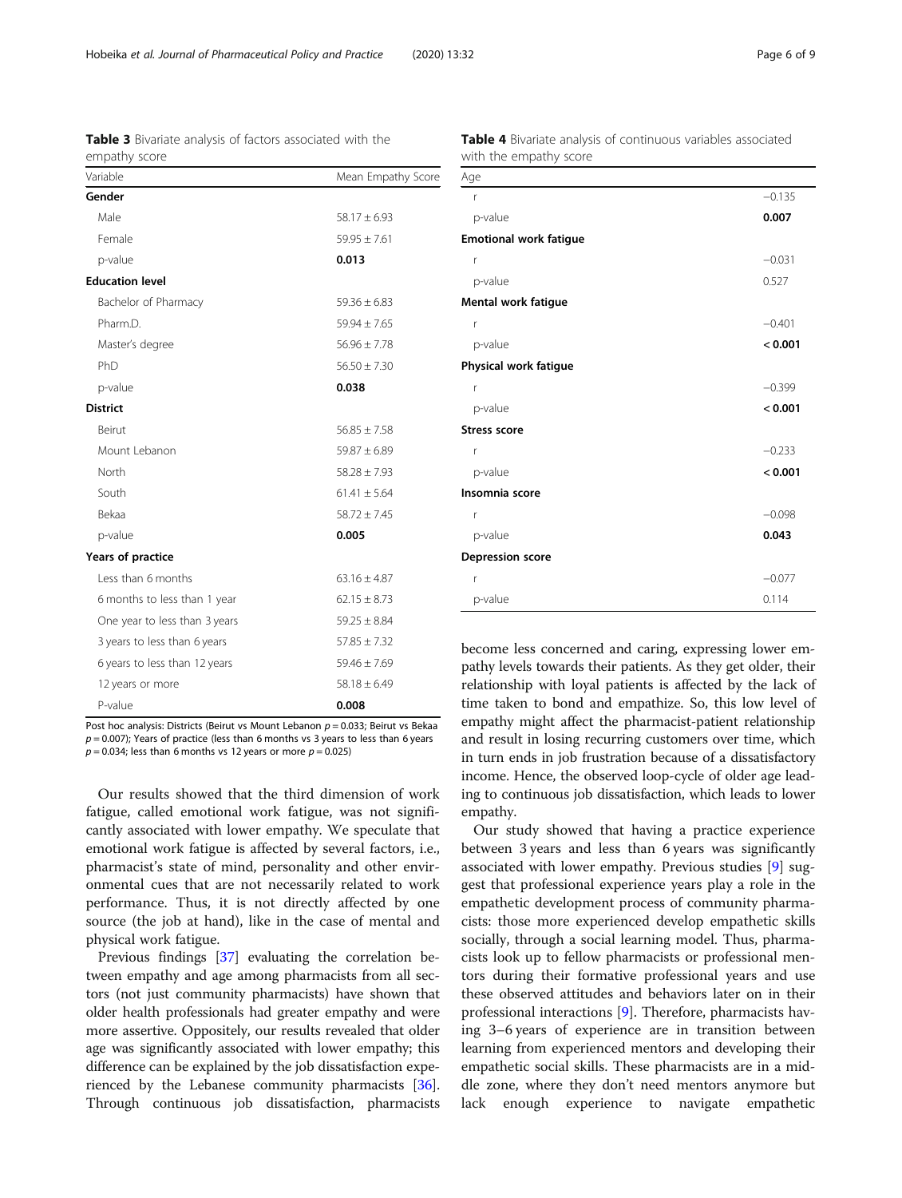**Table 3** Bivariate analysis of factors associated with the empathy score

| Variable | Mean Empathy Score |
|---|---|
| **Gender** | |
| Male | 58.17 ± 6.93 |
| Female | 59.95 ± 7.61 |
| p-value | **0.013** |
| **Education level** | |
| Bachelor of Pharmacy | 59.36 ± 6.83 |
| Pharm.D. | 59.94 ± 7.65 |
| Master's degree | 56.96 ± 7.78 |
| PhD | 56.50 ± 7.30 |
| p-value | **0.038** |
| **District** | |
| Beirut | 56.85 ± 7.58 |
| Mount Lebanon | 59.87 ± 6.89 |
| North | 58.28 ± 7.93 |
| South | 61.41 ± 5.64 |
| Bekaa | 58.72 ± 7.45 |
| p-value | **0.005** |
| **Years of practice** | |
| Less than 6 months | 63.16 ± 4.87 |
| 6 months to less than 1 year | 62.15 ± 8.73 |
| One year to less than 3 years | 59.25 ± 8.84 |
| 3 years to less than 6 years | 57.85 ± 7.32 |
| 6 years to less than 12 years | 59.46 ± 7.69 |
| 12 years or more | 58.18 ± 6.49 |
| P-value | **0.008** |

Post hoc analysis: Districts (Beirut vs Mount Lebanon $p = 0.033$; Beirut vs Bekaa $p = 0.007$); Years of practice (less than 6 months vs 3 years to less than 6 years $p = 0.034$; less than 6 months vs 12 years or more $p = 0.025$)

**Table 4** Bivariate analysis of continuous variables associated with the empathy score

| | |
|---|---|
| **Age** | |
| r | −0.135 |
| p-value | **0.007** |
| **Emotional work fatigue** | |
| r | −0.031 |
| p-value | 0.527 |
| **Mental work fatigue** | |
| r | −0.401 |
| p-value | **< 0.001** |
| **Physical work fatigue** | |
| r | −0.399 |
| p-value | **< 0.001** |
| **Stress score** | |
| r | −0.233 |
| p-value | **< 0.001** |
| **Insomnia score** | |
| r | −0.098 |
| p-value | **0.043** |
| **Depression score** | |
| r | −0.077 |
| p-value | 0.114 |

Our results showed that the third dimension of work fatigue, called emotional work fatigue, was not significantly associated with lower empathy. We speculate that emotional work fatigue is affected by several factors, i.e., pharmacist's state of mind, personality and other environmental cues that are not necessarily related to work performance. Thus, it is not directly affected by one source (the job at hand), like in the case of mental and physical work fatigue.

Previous findings [37] evaluating the correlation between empathy and age among pharmacists from all sectors (not just community pharmacists) have shown that older health professionals had greater empathy and were more assertive. Oppositely, our results revealed that older age was significantly associated with lower empathy; this difference can be explained by the job dissatisfaction experienced by the Lebanese community pharmacists [36]. Through continuous job dissatisfaction, pharmacists become less concerned and caring, expressing lower empathy levels towards their patients. As they get older, their relationship with loyal patients is affected by the lack of time taken to bond and empathize. So, this low level of empathy might affect the pharmacist-patient relationship and result in losing recurring customers over time, which in turn ends in job frustration because of a dissatisfactory income. Hence, the observed loop-cycle of older age leading to continuous job dissatisfaction, which leads to lower empathy.

Our study showed that having a practice experience between 3 years and less than 6 years was significantly associated with lower empathy. Previous studies [9] suggest that professional experience years play a role in the empathetic development process of community pharmacists: those more experienced develop empathetic skills socially, through a social learning model. Thus, pharmacists look up to fellow pharmacists or professional mentors during their formative professional years and use these observed attitudes and behaviors later on in their professional interactions [9]. Therefore, pharmacists having 3–6 years of experience are in transition between learning from experienced mentors and developing their empathetic social skills. These pharmacists are in a middle zone, where they don't need mentors anymore but lack enough experience to navigate empathetic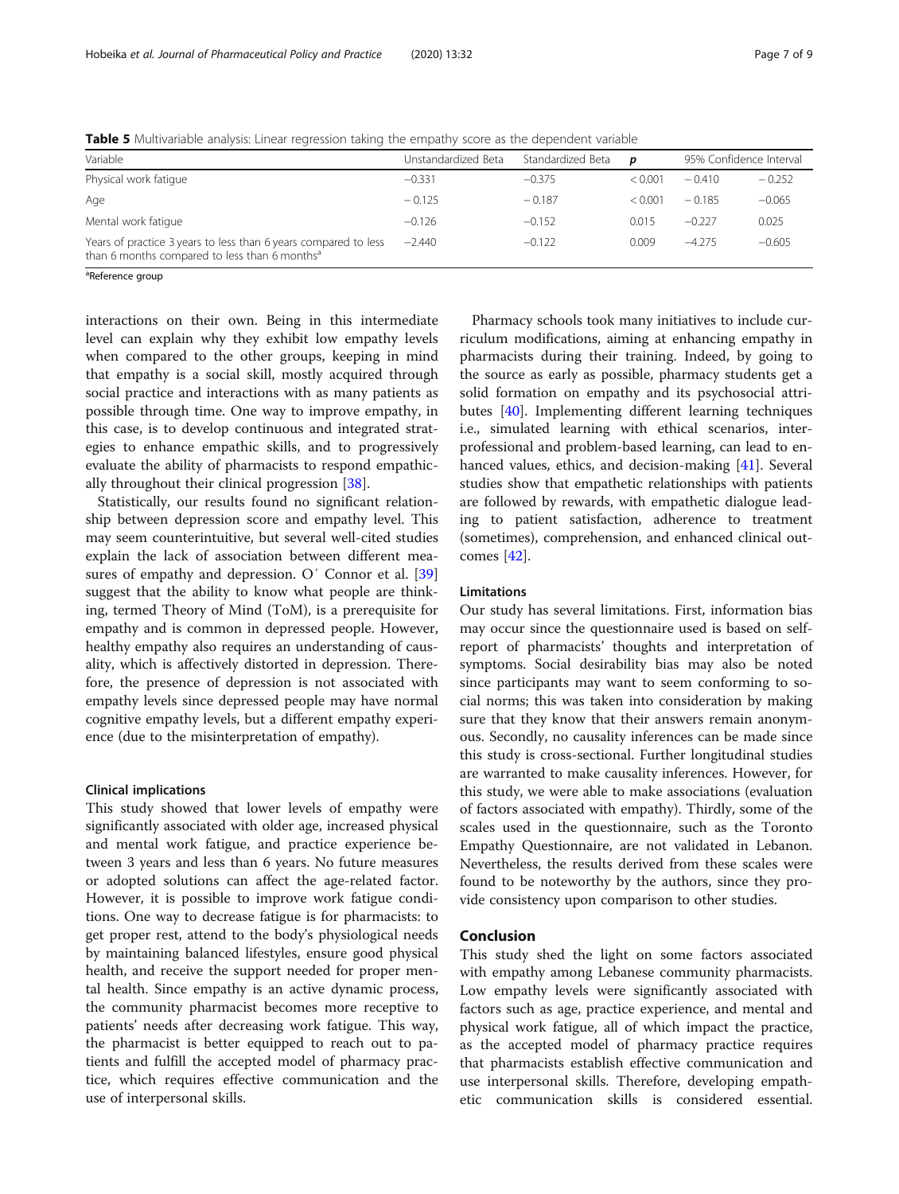**Table 5** Multivariable analysis: Linear regression taking the empathy score as the dependent variable

| Variable | Unstandardized Beta | Standardized Beta | *p* | 95% Confidence Interval | |
|---|---|---|---|---|---|
| Physical work fatigue | −0.331 | −0.375 | < 0.001 | − 0.410 | − 0.252 |
| Age | − 0.125 | − 0.187 | < 0.001 | − 0.185 | −0.065 |
| Mental work fatigue | −0.126 | −0.152 | 0.015 | −0.227 | 0.025 |
| Years of practice 3 years to less than 6 years compared to less than 6 months compared to less than 6 months[a] | −2.440 | −0.122 | 0.009 | −4.275 | −0.605 |

[a]Reference group

interactions on their own. Being in this intermediate level can explain why they exhibit low empathy levels when compared to the other groups, keeping in mind that empathy is a social skill, mostly acquired through social practice and interactions with as many patients as possible through time. One way to improve empathy, in this case, is to develop continuous and integrated strategies to enhance empathic skills, and to progressively evaluate the ability of pharmacists to respond empathically throughout their clinical progression [38].

Statistically, our results found no significant relationship between depression score and empathy level. This may seem counterintuitive, but several well-cited studies explain the lack of association between different measures of empathy and depression. O′ Connor et al. [39] suggest that the ability to know what people are thinking, termed Theory of Mind (ToM), is a prerequisite for empathy and is common in depressed people. However, healthy empathy also requires an understanding of causality, which is affectively distorted in depression. Therefore, the presence of depression is not associated with empathy levels since depressed people may have normal cognitive empathy levels, but a different empathy experience (due to the misinterpretation of empathy).

### Clinical implications

This study showed that lower levels of empathy were significantly associated with older age, increased physical and mental work fatigue, and practice experience between 3 years and less than 6 years. No future measures or adopted solutions can affect the age-related factor. However, it is possible to improve work fatigue conditions. One way to decrease fatigue is for pharmacists: to get proper rest, attend to the body's physiological needs by maintaining balanced lifestyles, ensure good physical health, and receive the support needed for proper mental health. Since empathy is an active dynamic process, the community pharmacist becomes more receptive to patients' needs after decreasing work fatigue. This way, the pharmacist is better equipped to reach out to patients and fulfill the accepted model of pharmacy practice, which requires effective communication and the use of interpersonal skills.

Pharmacy schools took many initiatives to include curriculum modifications, aiming at enhancing empathy in pharmacists during their training. Indeed, by going to the source as early as possible, pharmacy students get a solid formation on empathy and its psychosocial attributes [40]. Implementing different learning techniques i.e., simulated learning with ethical scenarios, interprofessional and problem-based learning, can lead to enhanced values, ethics, and decision-making [41]. Several studies show that empathetic relationships with patients are followed by rewards, with empathetic dialogue leading to patient satisfaction, adherence to treatment (sometimes), comprehension, and enhanced clinical outcomes [42].

### Limitations

Our study has several limitations. First, information bias may occur since the questionnaire used is based on self-report of pharmacists' thoughts and interpretation of symptoms. Social desirability bias may also be noted since participants may want to seem conforming to social norms; this was taken into consideration by making sure that they know that their answers remain anonymous. Secondly, no causality inferences can be made since this study is cross-sectional. Further longitudinal studies are warranted to make causality inferences. However, for this study, we were able to make associations (evaluation of factors associated with empathy). Thirdly, some of the scales used in the questionnaire, such as the Toronto Empathy Questionnaire, are not validated in Lebanon. Nevertheless, the results derived from these scales were found to be noteworthy by the authors, since they provide consistency upon comparison to other studies.

## Conclusion

This study shed the light on some factors associated with empathy among Lebanese community pharmacists. Low empathy levels were significantly associated with factors such as age, practice experience, and mental and physical work fatigue, all of which impact the practice, as the accepted model of pharmacy practice requires that pharmacists establish effective communication and use interpersonal skills. Therefore, developing empathetic communication skills is considered essential.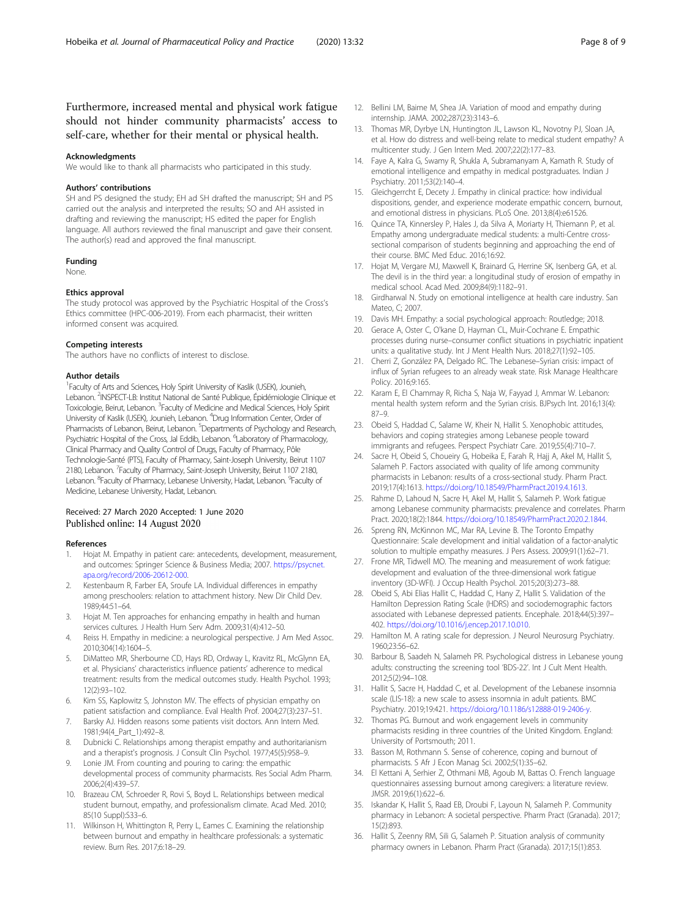Furthermore, increased mental and physical work fatigue should not hinder community pharmacists' access to self-care, whether for their mental or physical health.

### Acknowledgments

We would like to thank all pharmacists who participated in this study.

### Authors' contributions

SH and PS designed the study; EH ad SH drafted the manuscript; SH and PS carried out the analysis and interpreted the results; SO and AH assisted in drafting and reviewing the manuscript; HS edited the paper for English language. All authors reviewed the final manuscript and gave their consent. The author(s) read and approved the final manuscript.

### Funding

None.

### Ethics approval

The study protocol was approved by the Psychiatric Hospital of the Cross's Ethics committee (HPC-006-2019). From each pharmacist, their written informed consent was acquired.

### Competing interests

The authors have no conflicts of interest to disclose.

### Author details

[1]Faculty of Arts and Sciences, Holy Spirit University of Kaslik (USEK), Jounieh, Lebanon. [2]INSPECT-LB: Institut National de Santé Publique, Épidémiologie Clinique et Toxicologie, Beirut, Lebanon. [3]Faculty of Medicine and Medical Sciences, Holy Spirit University of Kaslik (USEK), Jounieh, Lebanon. [4]Drug Information Center, Order of Pharmacists of Lebanon, Beirut, Lebanon. [5]Departments of Psychology and Research, Psychiatric Hospital of the Cross, Jal Eddib, Lebanon. [6]Laboratory of Pharmacology, Clinical Pharmacy and Quality Control of Drugs, Faculty of Pharmacy, Pôle Technologie-Santé (PTS), Faculty of Pharmacy, Saint-Joseph University, Beirut 1107 2180, Lebanon. [7]Faculty of Pharmacy, Saint-Joseph University, Beirut 1107 2180, Lebanon. [8]Faculty of Pharmacy, Lebanese University, Hadat, Lebanon. [9]Faculty of Medicine, Lebanese University, Hadat, Lebanon.

Received: 27 March 2020 Accepted: 1 June 2020
Published online: 14 August 2020

### References

1. Hojat M. Empathy in patient care: antecedents, development, measurement, and outcomes: Springer Science & Business Media; 2007. https://psycnet.apa.org/record/2006-20612-000.
2. Kestenbaum R, Farber EA, Sroufe LA. Individual differences in empathy among preschoolers: relation to attachment history. New Dir Child Dev. 1989;44:51–64.
3. Hojat M. Ten approaches for enhancing empathy in health and human services cultures. J Health Hum Serv Adm. 2009;31(4):412–50.
4. Reiss H. Empathy in medicine: a neurological perspective. J Am Med Assoc. 2010;304(14):1604–5.
5. DiMatteo MR, Sherbourne CD, Hays RD, Ordway L, Kravitz RL, McGlynn EA, et al. Physicians' characteristics influence patients' adherence to medical treatment: results from the medical outcomes study. Health Psychol. 1993; 12(2):93–102.
6. Kim SS, Kaplowitz S, Johnston MV. The effects of physician empathy on patient satisfaction and compliance. Eval Health Prof. 2004;27(3):237–51.
7. Barsky AJ. Hidden reasons some patients visit doctors. Ann Intern Med. 1981;94(4_Part_1):492–8.
8. Dubnicki C. Relationships among therapist empathy and authoritarianism and a therapist's prognosis. J Consult Clin Psychol. 1977;45(5):958–9.
9. Lonie JM. From counting and pouring to caring: the empathic developmental process of community pharmacists. Res Social Adm Pharm. 2006;2(4):439–57.
10. Brazeau CM, Schroeder R, Rovi S, Boyd L. Relationships between medical student burnout, empathy, and professionalism climate. Acad Med. 2010; 85(10 Suppl):S33–6.
11. Wilkinson H, Whittington R, Perry L, Eames C. Examining the relationship between burnout and empathy in healthcare professionals: a systematic review. Burn Res. 2017;6:18–29.
12. Bellini LM, Baime M, Shea JA. Variation of mood and empathy during internship. JAMA. 2002;287(23):3143–6.
13. Thomas MR, Dyrbye LN, Huntington JL, Lawson KL, Novotny PJ, Sloan JA, et al. How do distress and well-being relate to medical student empathy? A multicenter study. J Gen Intern Med. 2007;22(2):177–83.
14. Faye A, Kalra G, Swamy R, Shukla A, Subramanyam A, Kamath R. Study of emotional intelligence and empathy in medical postgraduates. Indian J Psychiatry. 2011;53(2):140–4.
15. Gleichgerrcht E, Decety J. Empathy in clinical practice: how individual dispositions, gender, and experience moderate empathic concern, burnout, and emotional distress in physicians. PLoS One. 2013;8(4):e61526.
16. Quince TA, Kinnersley P, Hales J, da Silva A, Moriarty H, Thiemann P, et al. Empathy among undergraduate medical students: a multi-Centre cross-sectional comparison of students beginning and approaching the end of their course. BMC Med Educ. 2016;16:92.
17. Hojat M, Vergare MJ, Maxwell K, Brainard G, Herrine SK, Isenberg GA, et al. The devil is in the third year: a longitudinal study of erosion of empathy in medical school. Acad Med. 2009;84(9):1182–91.
18. Girdharwal N. Study on emotional intelligence at health care industry. San Mateo, C; 2007.
19. Davis MH. Empathy: a social psychological approach: Routledge; 2018.
20. Gerace A, Oster C, O'kane D, Hayman CL, Muir-Cochrane E. Empathic processes during nurse–consumer conflict situations in psychiatric inpatient units: a qualitative study. Int J Ment Health Nurs. 2018;27(1):92–105.
21. Cherri Z, González PA, Delgado RC. The Lebanese–Syrian crisis: impact of influx of Syrian refugees to an already weak state. Risk Manage Healthcare Policy. 2016;9:165.
22. Karam E, El Chammay R, Richa S, Naja W, Fayyad J, Ammar W. Lebanon: mental health system reform and the Syrian crisis. BJPsych Int. 2016;13(4): 87–9.
23. Obeid S, Haddad C, Salame W, Kheir N, Hallit S. Xenophobic attitudes, behaviors and coping strategies among Lebanese people toward immigrants and refugees. Perspect Psychiatr Care. 2019;55(4):710–7.
24. Sacre H, Obeid S, Choueiry G, Hobeika E, Farah R, Hajj A, Akel M, Hallit S, Salameh P. Factors associated with quality of life among community pharmacists in Lebanon: results of a cross-sectional study. Pharm Pract. 2019;17(4):1613. https://doi.org/10.18549/PharmPract.2019.4.1613.
25. Rahme D, Lahoud N, Sacre H, Akel M, Hallit S, Salameh P. Work fatigue among Lebanese community pharmacists: prevalence and correlates. Pharm Pract. 2020;18(2):1844. https://doi.org/10.18549/PharmPract.2020.2.1844.
26. Spreng RN, McKinnon MC, Mar RA, Levine B. The Toronto Empathy Questionnaire: Scale development and initial validation of a factor-analytic solution to multiple empathy measures. J Pers Assess. 2009;91(1):62–71.
27. Frone MR, Tidwell MO. The meaning and measurement of work fatigue: development and evaluation of the three-dimensional work fatigue inventory (3D-WFI). J Occup Health Psychol. 2015;20(3):273–88.
28. Obeid S, Abi Elias Hallit C, Haddad C, Hany Z, Hallit S. Validation of the Hamilton Depression Rating Scale (HDRS) and sociodemographic factors associated with Lebanese depressed patients. Encephale. 2018;44(5):397–402. https://doi.org/10.1016/j.encep.2017.10.010.
29. Hamilton M. A rating scale for depression. J Neurol Neurosurg Psychiatry. 1960;23:56–62.
30. Barbour B, Saadeh N, Salameh PR. Psychological distress in Lebanese young adults: constructing the screening tool 'BDS-22'. Int J Cult Ment Health. 2012;5(2):94–108.
31. Hallit S, Sacre H, Haddad C, et al. Development of the Lebanese insomnia scale (LIS-18): a new scale to assess insomnia in adult patients. BMC Psychiatry. 2019;19:421. https://doi.org/10.1186/s12888-019-2406-y.
32. Thomas PG. Burnout and work engagement levels in community pharmacists residing in three countries of the United Kingdom. England: University of Portsmouth; 2011.
33. Basson M, Rothmann S. Sense of coherence, coping and burnout of pharmacists. S Afr J Econ Manag Sci. 2002;5(1):35–62.
34. El Kettani A, Serhier Z, Othmani MB, Agoub M, Battas O. French language questionnaires assessing burnout among caregivers: a literature review. JMSR. 2019;6(1):622–6.
35. Iskandar K, Hallit S, Raad EB, Droubi F, Layoun N, Salameh P. Community pharmacy in Lebanon: A societal perspective. Pharm Pract (Granada). 2017; 15(2):893.
36. Hallit S, Zeenny RM, Sili G, Salameh P. Situation analysis of community pharmacy owners in Lebanon. Pharm Pract (Granada). 2017;15(1):853.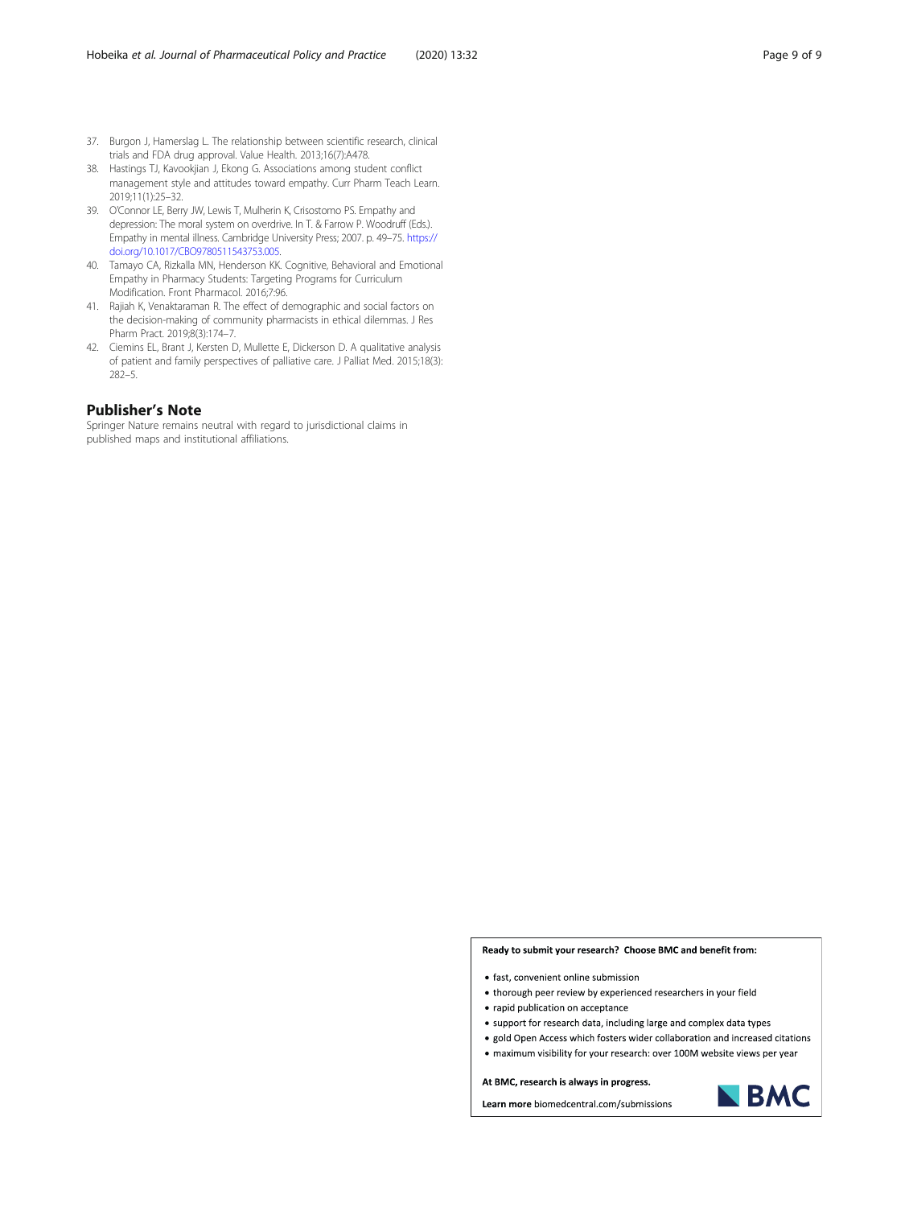37. Burgon J, Hamerslag L. The relationship between scientific research, clinical trials and FDA drug approval. Value Health. 2013;16(7):A478.
38. Hastings TJ, Kavookjian J, Ekong G. Associations among student conflict management style and attitudes toward empathy. Curr Pharm Teach Learn. 2019;11(1):25–32.
39. O'Connor LE, Berry JW, Lewis T, Mulherin K, Crisostomo PS. Empathy and depression: The moral system on overdrive. In T. & Farrow P. Woodruff (Eds.). Empathy in mental illness. Cambridge University Press; 2007. p. 49–75. https://doi.org/10.1017/CBO9780511543753.005.
40. Tamayo CA, Rizkalla MN, Henderson KK. Cognitive, Behavioral and Emotional Empathy in Pharmacy Students: Targeting Programs for Curriculum Modification. Front Pharmacol. 2016;7:96.
41. Rajiah K, Venaktaraman R. The effect of demographic and social factors on the decision-making of community pharmacists in ethical dilemmas. J Res Pharm Pract. 2019;8(3):174–7.
42. Ciemins EL, Brant J, Kersten D, Mullette E, Dickerson D. A qualitative analysis of patient and family perspectives of palliative care. J Palliat Med. 2015;18(3): 282–5.

## Publisher's Note

Springer Nature remains neutral with regard to jurisdictional claims in published maps and institutional affiliations.

**Ready to submit your research? Choose BMC and benefit from:**

- fast, convenient online submission
- thorough peer review by experienced researchers in your field
- rapid publication on acceptance
- support for research data, including large and complex data types
- gold Open Access which fosters wider collaboration and increased citations
- maximum visibility for your research: over 100M website views per year

**At BMC, research is always in progress.**

**Learn more** biomedcentral.com/submissions

BMC